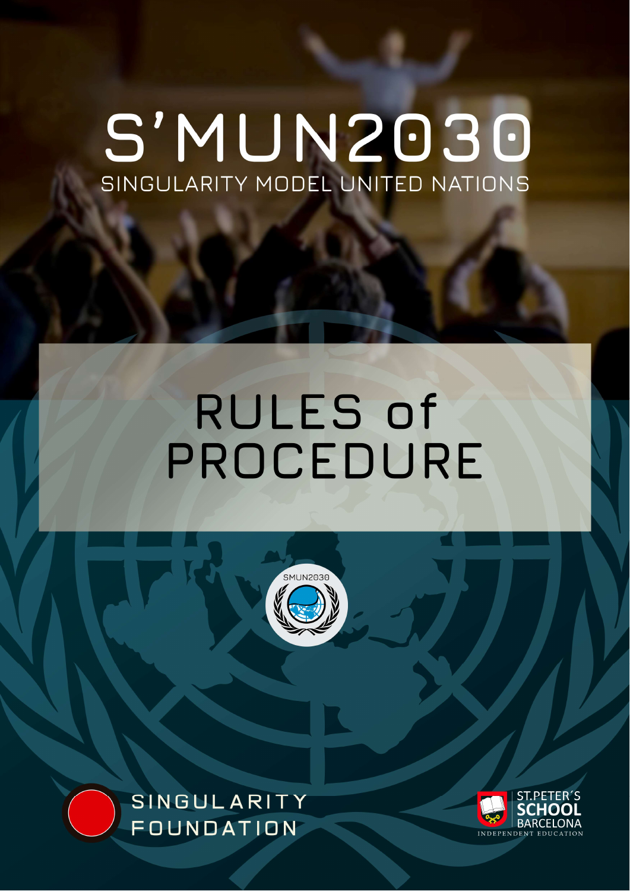# S'MUN2030

SINGULARITY MODEL UNITED NATIONS

# RULES of PROCEDURE

SMUN2030

SINGULARITY FOUNDATION

ST.PETER´S SCHOOL BARCELONA

INDEPENDENT EDUCATION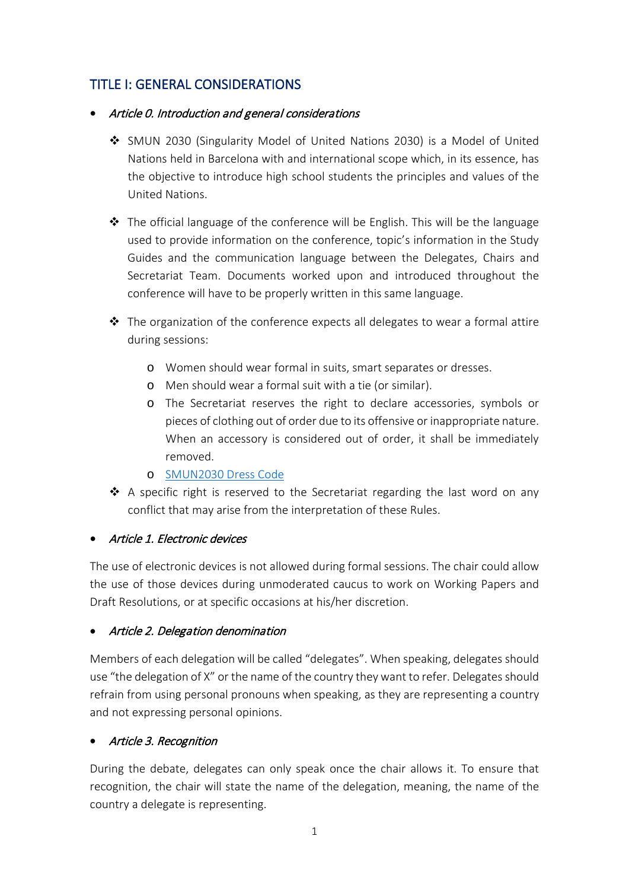## TITLE I: GENERAL CONSIDERATIONS

- *Article 0. Introduction and general considerations*

  - SMUN 2030 (Singularity Model of United Nations 2030) is a Model of United Nations held in Barcelona with and international scope which, in its essence, has the objective to introduce high school students the principles and values of the United Nations.

  - The official language of the conference will be English. This will be the language used to provide information on the conference, topic's information in the Study Guides and the communication language between the Delegates, Chairs and Secretariat Team. Documents worked upon and introduced throughout the conference will have to be properly written in this same language.

  - The organization of the conference expects all delegates to wear a formal attire during sessions:

    - Women should wear formal in suits, smart separates or dresses.
    - Men should wear a formal suit with a tie (or similar).
    - The Secretariat reserves the right to declare accessories, symbols or pieces of clothing out of order due to its offensive or inappropriate nature. When an accessory is considered out of order, it shall be immediately removed.
    - SMUN2030 Dress Code

  - A specific right is reserved to the Secretariat regarding the last word on any conflict that may arise from the interpretation of these Rules.

- *Article 1. Electronic devices*

The use of electronic devices is not allowed during formal sessions. The chair could allow the use of those devices during unmoderated caucus to work on Working Papers and Draft Resolutions, or at specific occasions at his/her discretion.

- *Article 2. Delegation denomination*

Members of each delegation will be called "delegates". When speaking, delegates should use "the delegation of X" or the name of the country they want to refer. Delegates should refrain from using personal pronouns when speaking, as they are representing a country and not expressing personal opinions.

- *Article 3. Recognition*

During the debate, delegates can only speak once the chair allows it. To ensure that recognition, the chair will state the name of the delegation, meaning, the name of the country a delegate is representing.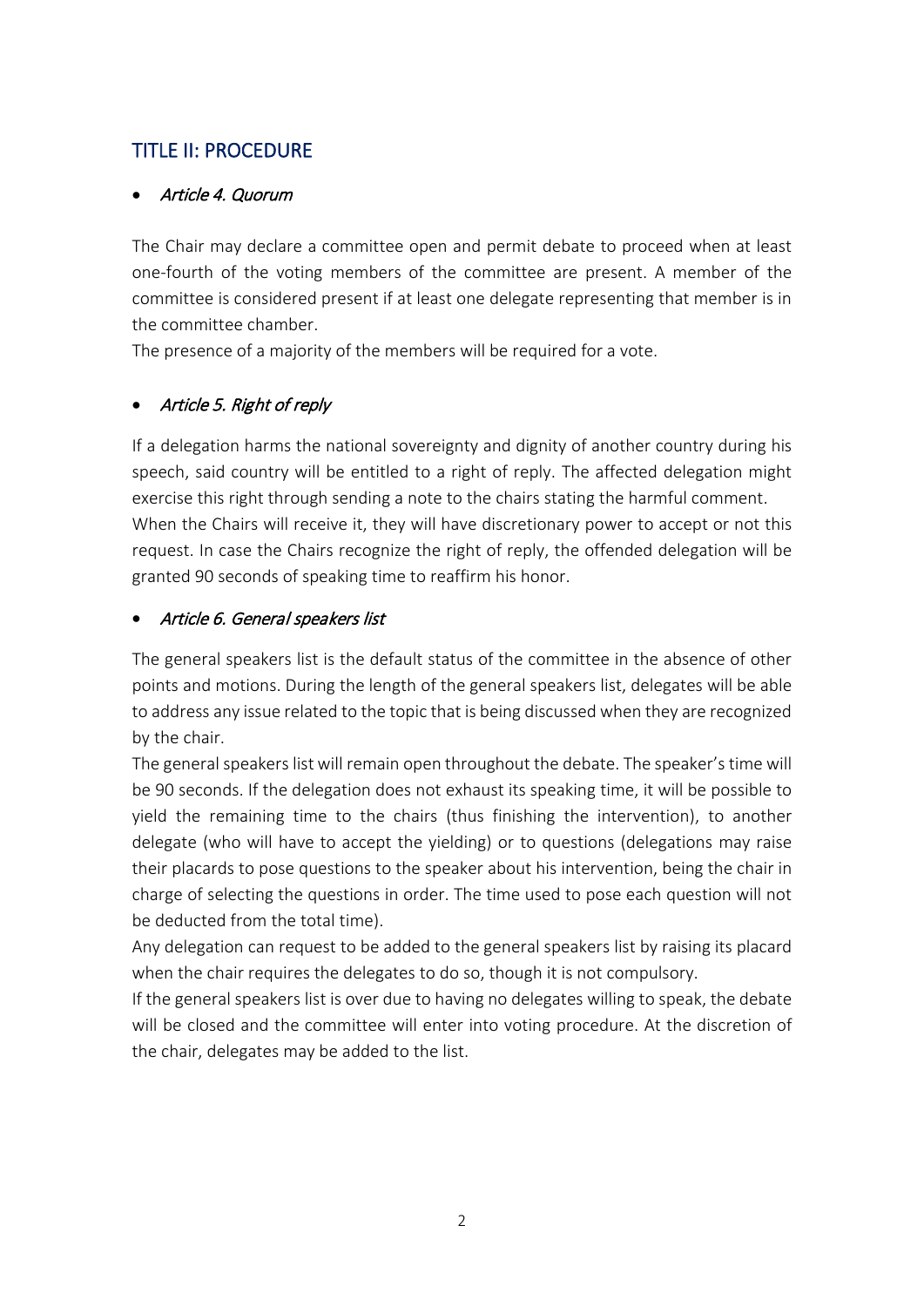## TITLE II: PROCEDURE

- *Article 4. Quorum*

The Chair may declare a committee open and permit debate to proceed when at least one-fourth of the voting members of the committee are present. A member of the committee is considered present if at least one delegate representing that member is in the committee chamber.
The presence of a majority of the members will be required for a vote.

- *Article 5. Right of reply*

If a delegation harms the national sovereignty and dignity of another country during his speech, said country will be entitled to a right of reply. The affected delegation might exercise this right through sending a note to the chairs stating the harmful comment.
When the Chairs will receive it, they will have discretionary power to accept or not this request. In case the Chairs recognize the right of reply, the offended delegation will be granted 90 seconds of speaking time to reaffirm his honor.

- *Article 6. General speakers list*

The general speakers list is the default status of the committee in the absence of other points and motions. During the length of the general speakers list, delegates will be able to address any issue related to the topic that is being discussed when they are recognized by the chair.
The general speakers list will remain open throughout the debate. The speaker's time will be 90 seconds. If the delegation does not exhaust its speaking time, it will be possible to yield the remaining time to the chairs (thus finishing the intervention), to another delegate (who will have to accept the yielding) or to questions (delegations may raise their placards to pose questions to the speaker about his intervention, being the chair in charge of selecting the questions in order. The time used to pose each question will not be deducted from the total time).
Any delegation can request to be added to the general speakers list by raising its placard when the chair requires the delegates to do so, though it is not compulsory.
If the general speakers list is over due to having no delegates willing to speak, the debate will be closed and the committee will enter into voting procedure. At the discretion of the chair, delegates may be added to the list.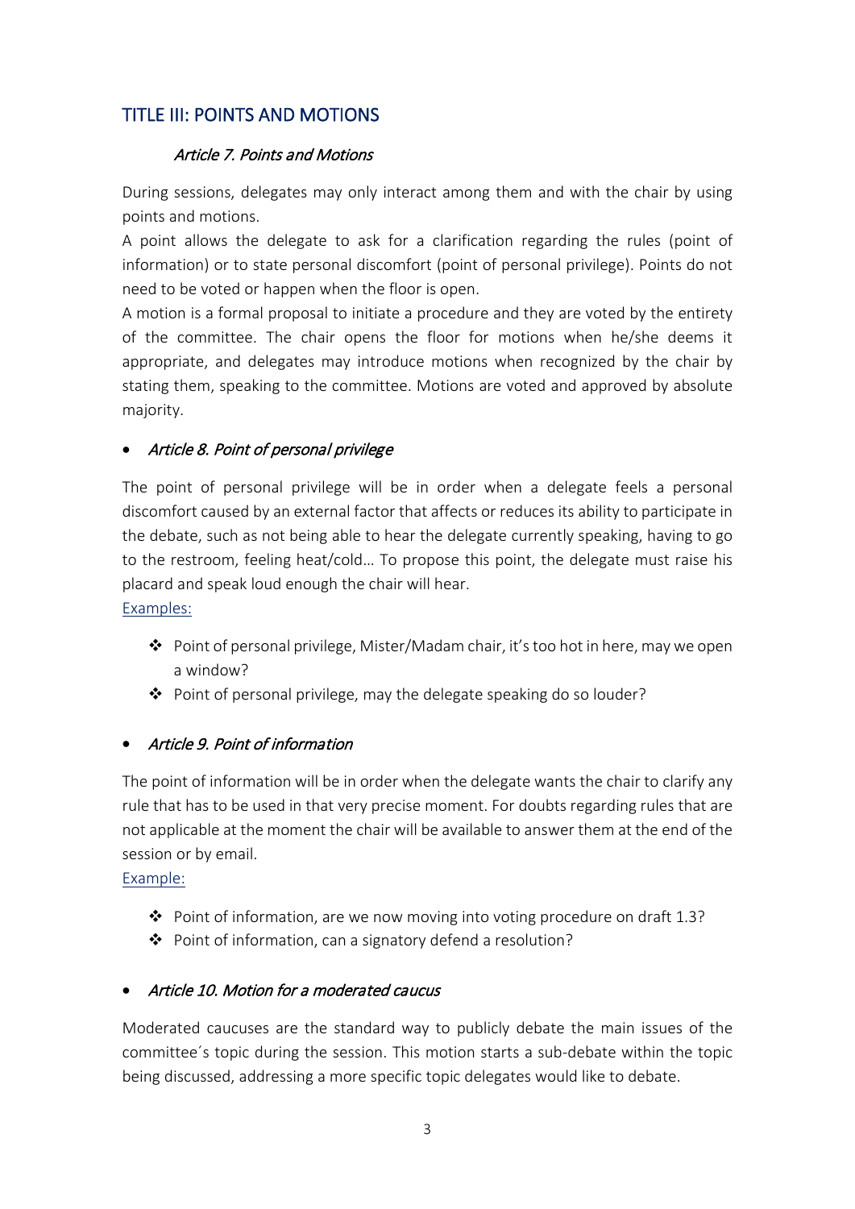## TITLE III: POINTS AND MOTIONS

### *Article 7. Points and Motions*

During sessions, delegates may only interact among them and with the chair by using points and motions.

A point allows the delegate to ask for a clarification regarding the rules (point of information) or to state personal discomfort (point of personal privilege). Points do not need to be voted or happen when the floor is open.

A motion is a formal proposal to initiate a procedure and they are voted by the entirety of the committee. The chair opens the floor for motions when he/she deems it appropriate, and delegates may introduce motions when recognized by the chair by stating them, speaking to the committee. Motions are voted and approved by absolute majority.

- ### *Article 8. Point of personal privilege*

The point of personal privilege will be in order when a delegate feels a personal discomfort caused by an external factor that affects or reduces its ability to participate in the debate, such as not being able to hear the delegate currently speaking, having to go to the restroom, feeling heat/cold… To propose this point, the delegate must raise his placard and speak loud enough the chair will hear.

Examples:

- Point of personal privilege, Mister/Madam chair, it's too hot in here, may we open a window?
- Point of personal privilege, may the delegate speaking do so louder?

- ### *Article 9. Point of information*

The point of information will be in order when the delegate wants the chair to clarify any rule that has to be used in that very precise moment. For doubts regarding rules that are not applicable at the moment the chair will be available to answer them at the end of the session or by email.

Example:

- Point of information, are we now moving into voting procedure on draft 1.3?
- Point of information, can a signatory defend a resolution?

- ### *Article 10. Motion for a moderated caucus*

Moderated caucuses are the standard way to publicly debate the main issues of the committee´s topic during the session. This motion starts a sub-debate within the topic being discussed, addressing a more specific topic delegates would like to debate.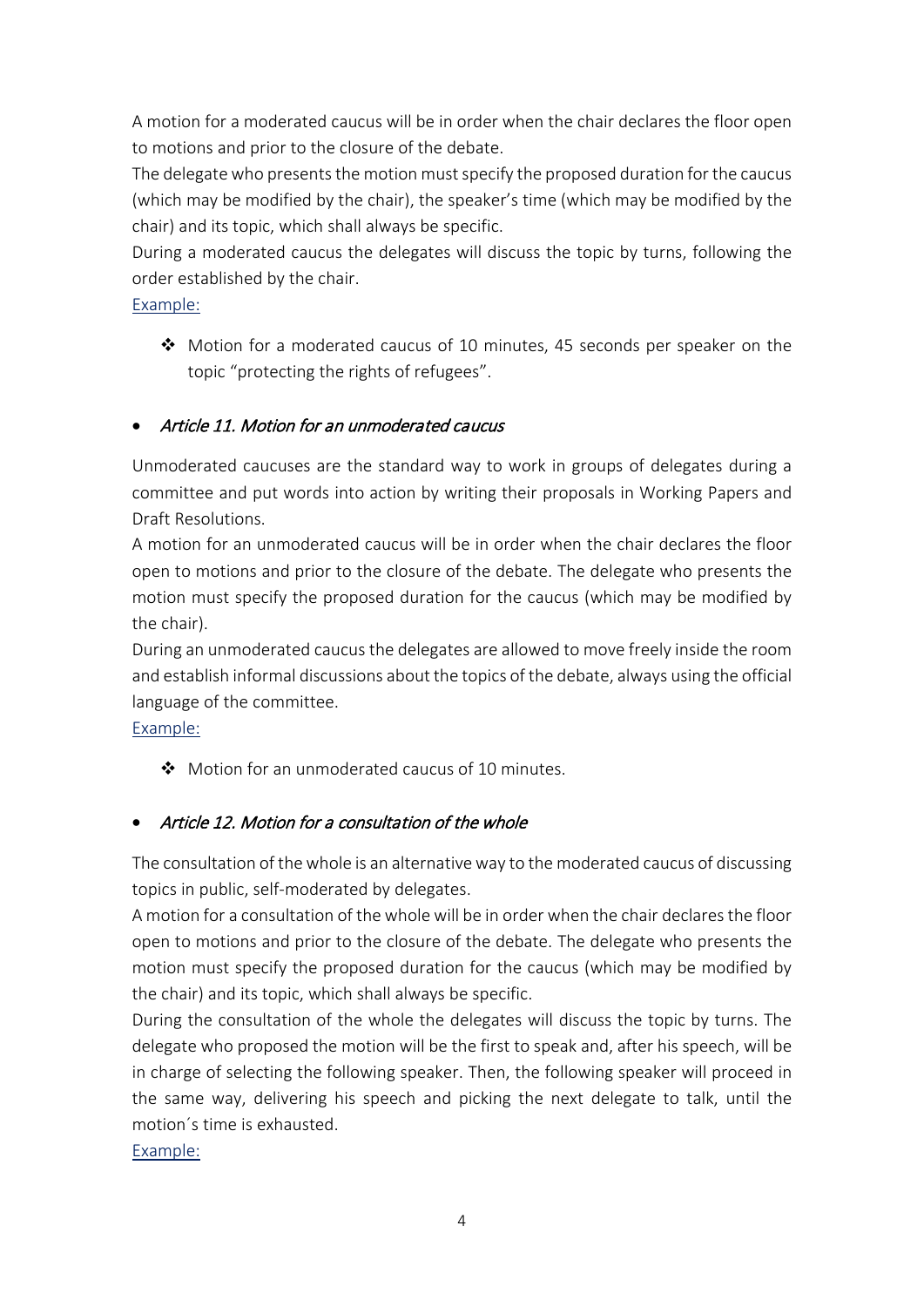A motion for a moderated caucus will be in order when the chair declares the floor open to motions and prior to the closure of the debate.

The delegate who presents the motion must specify the proposed duration for the caucus (which may be modified by the chair), the speaker's time (which may be modified by the chair) and its topic, which shall always be specific.

During a moderated caucus the delegates will discuss the topic by turns, following the order established by the chair.

Example:

- ❖ Motion for a moderated caucus of 10 minutes, 45 seconds per speaker on the topic "protecting the rights of refugees".

- *Article 11. Motion for an unmoderated caucus*

Unmoderated caucuses are the standard way to work in groups of delegates during a committee and put words into action by writing their proposals in Working Papers and Draft Resolutions.

A motion for an unmoderated caucus will be in order when the chair declares the floor open to motions and prior to the closure of the debate. The delegate who presents the motion must specify the proposed duration for the caucus (which may be modified by the chair).

During an unmoderated caucus the delegates are allowed to move freely inside the room and establish informal discussions about the topics of the debate, always using the official language of the committee.

Example:

- ❖ Motion for an unmoderated caucus of 10 minutes.

- *Article 12. Motion for a consultation of the whole*

The consultation of the whole is an alternative way to the moderated caucus of discussing topics in public, self-moderated by delegates.

A motion for a consultation of the whole will be in order when the chair declares the floor open to motions and prior to the closure of the debate. The delegate who presents the motion must specify the proposed duration for the caucus (which may be modified by the chair) and its topic, which shall always be specific.

During the consultation of the whole the delegates will discuss the topic by turns. The delegate who proposed the motion will be the first to speak and, after his speech, will be in charge of selecting the following speaker. Then, the following speaker will proceed in the same way, delivering his speech and picking the next delegate to talk, until the motion´s time is exhausted.

Example: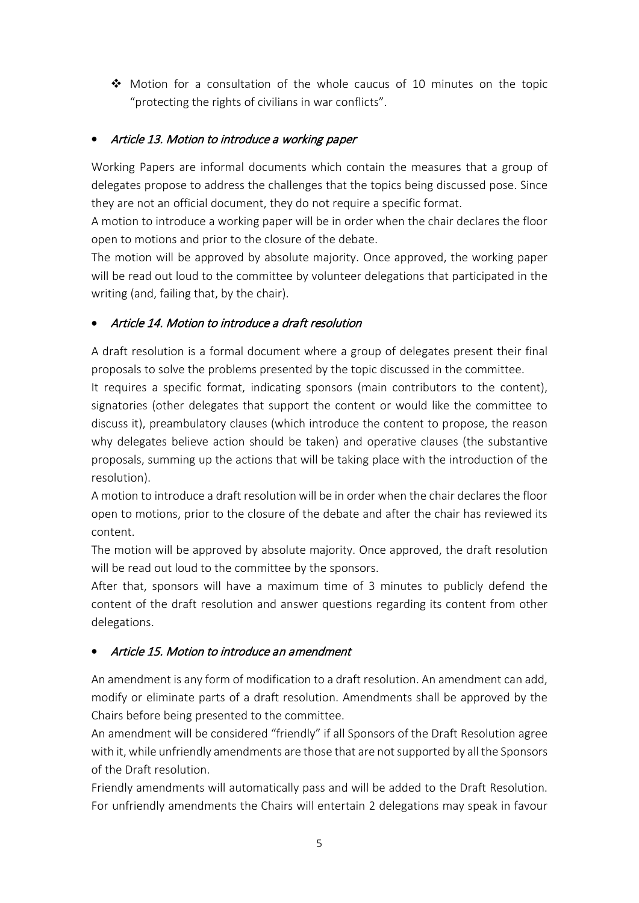- Motion for a consultation of the whole caucus of 10 minutes on the topic "protecting the rights of civilians in war conflicts".

- *Article 13. Motion to introduce a working paper*

Working Papers are informal documents which contain the measures that a group of delegates propose to address the challenges that the topics being discussed pose. Since they are not an official document, they do not require a specific format.

A motion to introduce a working paper will be in order when the chair declares the floor open to motions and prior to the closure of the debate.

The motion will be approved by absolute majority. Once approved, the working paper will be read out loud to the committee by volunteer delegations that participated in the writing (and, failing that, by the chair).

- *Article 14. Motion to introduce a draft resolution*

A draft resolution is a formal document where a group of delegates present their final proposals to solve the problems presented by the topic discussed in the committee.

It requires a specific format, indicating sponsors (main contributors to the content), signatories (other delegates that support the content or would like the committee to discuss it), preambulatory clauses (which introduce the content to propose, the reason why delegates believe action should be taken) and operative clauses (the substantive proposals, summing up the actions that will be taking place with the introduction of the resolution).

A motion to introduce a draft resolution will be in order when the chair declares the floor open to motions, prior to the closure of the debate and after the chair has reviewed its content.

The motion will be approved by absolute majority. Once approved, the draft resolution will be read out loud to the committee by the sponsors.

After that, sponsors will have a maximum time of 3 minutes to publicly defend the content of the draft resolution and answer questions regarding its content from other delegations.

- *Article 15. Motion to introduce an amendment*

An amendment is any form of modification to a draft resolution. An amendment can add, modify or eliminate parts of a draft resolution. Amendments shall be approved by the Chairs before being presented to the committee.

An amendment will be considered "friendly" if all Sponsors of the Draft Resolution agree with it, while unfriendly amendments are those that are not supported by all the Sponsors of the Draft resolution.

Friendly amendments will automatically pass and will be added to the Draft Resolution. For unfriendly amendments the Chairs will entertain 2 delegations may speak in favour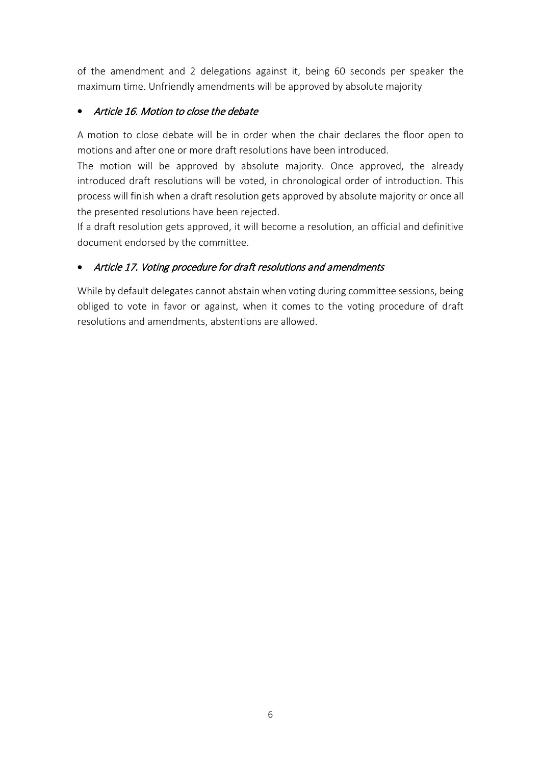of the amendment and 2 delegations against it, being 60 seconds per speaker the maximum time. Unfriendly amendments will be approved by absolute majority

- *Article 16. Motion to close the debate*

A motion to close debate will be in order when the chair declares the floor open to motions and after one or more draft resolutions have been introduced.

The motion will be approved by absolute majority. Once approved, the already introduced draft resolutions will be voted, in chronological order of introduction. This process will finish when a draft resolution gets approved by absolute majority or once all the presented resolutions have been rejected.

If a draft resolution gets approved, it will become a resolution, an official and definitive document endorsed by the committee.

- *Article 17. Voting procedure for draft resolutions and amendments*

While by default delegates cannot abstain when voting during committee sessions, being obliged to vote in favor or against, when it comes to the voting procedure of draft resolutions and amendments, abstentions are allowed.